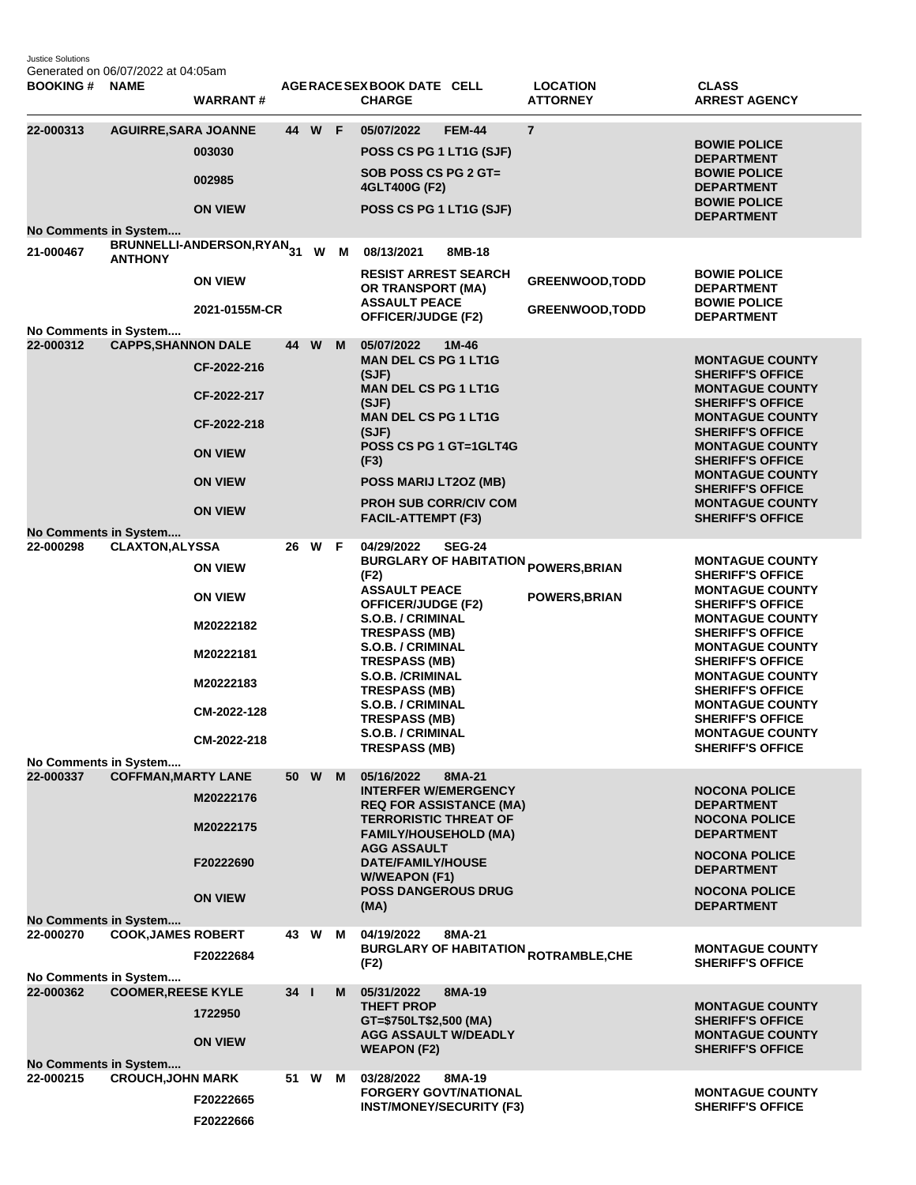Justice Solutions
Generated on 06/07/2022 at 04:05am

| BOOKING # | NAME | WARRANT # | AGE | RACE | SEX | BOOK DATE | CELL | CHARGE | LOCATION | ATTORNEY | CLASS | ARREST AGENCY |
|---|---|---|---|---|---|---|---|---|---|---|---|---|
| 22-000313 | AGUIRRE,SARA JOANNE | | 44 | W | F | 05/07/2022 | FEM-44 | | 7 | | | |
| | | 003030 | | | | | | POSS CS PG 1 LT1G (SJF) | | | | BOWIE POLICE DEPARTMENT |
| | | 002985 | | | | | | SOB POSS CS PG 2 GT= 4GLT400G (F2) | | | | BOWIE POLICE DEPARTMENT |
| | | ON VIEW | | | | | | POSS CS PG 1 LT1G (SJF) | | | | BOWIE POLICE DEPARTMENT |
| No Comments in System.... | | | | | | | | | | | | |
| 21-000467 | BRUNNELLI-ANDERSON,RYAN ANTHONY | | 31 | W | M | 08/13/2021 | 8MB-18 | | | | | |
| | | ON VIEW | | | | | | RESIST ARREST SEARCH OR TRANSPORT (MA) | | GREENWOOD,TODD | | BOWIE POLICE DEPARTMENT |
| | | 2021-0155M-CR | | | | | | ASSAULT PEACE OFFICER/JUDGE (F2) | | GREENWOOD,TODD | | BOWIE POLICE DEPARTMENT |
| No Comments in System.... | | | | | | | | | | | | |
| 22-000312 | CAPPS,SHANNON DALE | | 44 | W | M | 05/07/2022 | 1M-46 | | | | | |
| | | CF-2022-216 | | | | | | MAN DEL CS PG 1 LT1G (SJF) | | | | MONTAGUE COUNTY SHERIFF'S OFFICE |
| | | CF-2022-217 | | | | | | MAN DEL CS PG 1 LT1G (SJF) | | | | MONTAGUE COUNTY SHERIFF'S OFFICE |
| | | CF-2022-218 | | | | | | MAN DEL CS PG 1 LT1G (SJF) | | | | MONTAGUE COUNTY SHERIFF'S OFFICE |
| | | ON VIEW | | | | | | POSS CS PG 1 GT=1GLT4G (F3) | | | | MONTAGUE COUNTY SHERIFF'S OFFICE |
| | | ON VIEW | | | | | | POSS MARIJ LT2OZ (MB) | | | | MONTAGUE COUNTY SHERIFF'S OFFICE |
| | | ON VIEW | | | | | | PROH SUB CORR/CIV COM FACIL-ATTEMPT (F3) | | | | MONTAGUE COUNTY SHERIFF'S OFFICE |
| No Comments in System.... | | | | | | | | | | | | |
| 22-000298 | CLAXTON,ALYSSA | | 26 | W | F | 04/29/2022 | SEG-24 | | | | | |
| | | ON VIEW | | | | | | BURGLARY OF HABITATION (F2) | | POWERS,BRIAN | | MONTAGUE COUNTY SHERIFF'S OFFICE |
| | | ON VIEW | | | | | | ASSAULT PEACE OFFICER/JUDGE (F2) | | POWERS,BRIAN | | MONTAGUE COUNTY SHERIFF'S OFFICE |
| | | M20222182 | | | | | | S.O.B. / CRIMINAL TRESPASS (MB) | | | | MONTAGUE COUNTY SHERIFF'S OFFICE |
| | | M20222181 | | | | | | S.O.B. / CRIMINAL TRESPASS (MB) | | | | MONTAGUE COUNTY SHERIFF'S OFFICE |
| | | M20222183 | | | | | | S.O.B. /CRIMINAL TRESPASS (MB) | | | | MONTAGUE COUNTY SHERIFF'S OFFICE |
| | | CM-2022-128 | | | | | | S.O.B. / CRIMINAL TRESPASS (MB) | | | | MONTAGUE COUNTY SHERIFF'S OFFICE |
| | | CM-2022-218 | | | | | | S.O.B. / CRIMINAL TRESPASS (MB) | | | | MONTAGUE COUNTY SHERIFF'S OFFICE |
| No Comments in System.... | | | | | | | | | | | | |
| 22-000337 | COFFMAN,MARTY LANE | | 50 | W | M | 05/16/2022 | 8MA-21 | | | | | |
| | | M20222176 | | | | | | INTERFER W/EMERGENCY REQ FOR ASSISTANCE (MA) | | | | NOCONA POLICE DEPARTMENT |
| | | M20222175 | | | | | | TERRORISTIC THREAT OF FAMILY/HOUSEHOLD (MA) | | | | NOCONA POLICE DEPARTMENT |
| | | F20222690 | | | | | | AGG ASSAULT DATE/FAMILY/HOUSE W/WEAPON (F1) | | | | NOCONA POLICE DEPARTMENT |
| | | ON VIEW | | | | | | POSS DANGEROUS DRUG (MA) | | | | NOCONA POLICE DEPARTMENT |
| No Comments in System.... | | | | | | | | | | | | |
| 22-000270 | COOK,JAMES ROBERT | | 43 | W | M | 04/19/2022 | 8MA-21 | | | | | |
| | | F20222684 | | | | | | BURGLARY OF HABITATION (F2) | | ROTRAMBLE,CHE | | MONTAGUE COUNTY SHERIFF'S OFFICE |
| No Comments in System.... | | | | | | | | | | | | |
| 22-000362 | COOMER,REESE KYLE | | 34 | I | M | 05/31/2022 | 8MA-19 | | | | | |
| | | 1722950 | | | | | | THEFT PROP GT=$750LT$2,500 (MA) | | | | MONTAGUE COUNTY SHERIFF'S OFFICE |
| | | ON VIEW | | | | | | AGG ASSAULT W/DEADLY WEAPON (F2) | | | | MONTAGUE COUNTY SHERIFF'S OFFICE |
| No Comments in System.... | | | | | | | | | | | | |
| 22-000215 | CROUCH,JOHN MARK | | 51 | W | M | 03/28/2022 | 8MA-19 | | | | | |
| | | F20222665 | | | | | | FORGERY GOVT/NATIONAL INST/MONEY/SECURITY (F3) | | | | MONTAGUE COUNTY SHERIFF'S OFFICE |
| | | F20222666 | | | | | | | | | | |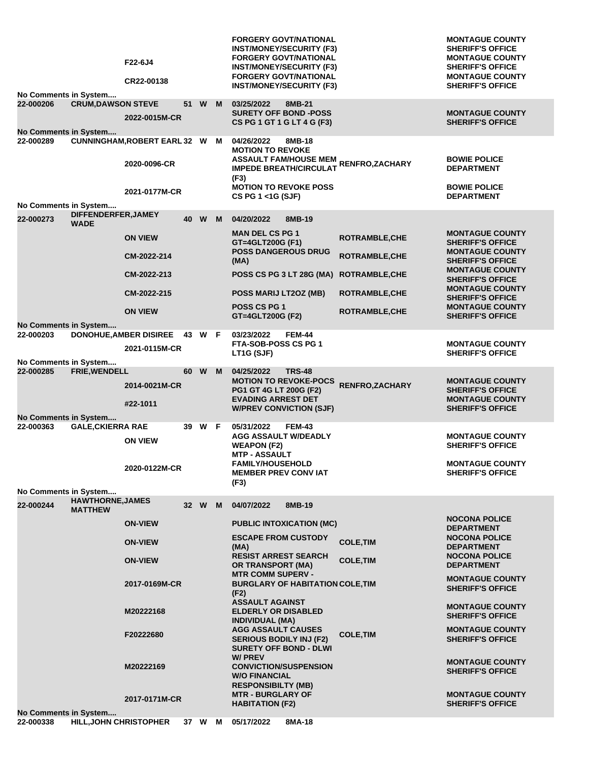| | | | | | | | | |
|---|---|---|---|---|---|---|---|---|
| | | F22-6J4 | | | | FORGERY GOVT/NATIONAL INST/MONEY/SECURITY (F3) | | MONTAGUE COUNTY SHERIFF'S OFFICE |
| | | | | | | FORGERY GOVT/NATIONAL INST/MONEY/SECURITY (F3) | | MONTAGUE COUNTY SHERIFF'S OFFICE |
| | | CR22-00138 | | | | FORGERY GOVT/NATIONAL INST/MONEY/SECURITY (F3) | | MONTAGUE COUNTY SHERIFF'S OFFICE |
| No Comments in System.... | | | | | | | | |
| 22-000206 | CRUM,DAWSON STEVE | | 51 | W | M | 03/25/2022 8MB-21 | | |
| | | 2022-0015M-CR | | | | SURETY OFF BOND -POSS CS PG 1 GT 1 G LT 4 G (F3) | | MONTAGUE COUNTY SHERIFF'S OFFICE |
| No Comments in System.... | | | | | | | | |
| 22-000289 | CUNNINGHAM,ROBERT EARL | | 32 | W | M | 04/26/2022 8MB-18 | | |
| | | 2020-0096-CR | | | | MOTION TO REVOKE ASSAULT FAM/HOUSE MEM IMPEDE BREATH/CIRCULAT (F3) | RENFRO,ZACHARY | BOWIE POLICE DEPARTMENT |
| | | 2021-0177M-CR | | | | MOTION TO REVOKE POSS CS PG 1 <1G (SJF) | | BOWIE POLICE DEPARTMENT |
| No Comments in System.... | | | | | | | | |
| 22-000273 | DIFFENDERFER,JAMEY WADE | | 40 | W | M | 04/20/2022 8MB-19 | | |
| | | ON VIEW | | | | MAN DEL CS PG 1 GT=4GLT200G (F1) | ROTRAMBLE,CHE | MONTAGUE COUNTY SHERIFF'S OFFICE |
| | | CM-2022-214 | | | | POSS DANGEROUS DRUG (MA) | ROTRAMBLE,CHE | MONTAGUE COUNTY SHERIFF'S OFFICE |
| | | CM-2022-213 | | | | POSS CS PG 3 LT 28G (MA) | ROTRAMBLE,CHE | MONTAGUE COUNTY SHERIFF'S OFFICE |
| | | CM-2022-215 | | | | POSS MARIJ LT2OZ (MB) | ROTRAMBLE,CHE | MONTAGUE COUNTY SHERIFF'S OFFICE |
| | | ON VIEW | | | | POSS CS PG 1 GT=4GLT200G (F2) | ROTRAMBLE,CHE | MONTAGUE COUNTY SHERIFF'S OFFICE |
| No Comments in System.... | | | | | | | | |
| 22-000203 | DONOHUE,AMBER DISIREE | | 43 | W | F | 03/23/2022 FEM-44 | | |
| | | 2021-0115M-CR | | | | FTA-SOB-POSS CS PG 1 LT1G (SJF) | | MONTAGUE COUNTY SHERIFF'S OFFICE |
| No Comments in System.... | | | | | | | | |
| 22-000285 | FRIE,WENDELL | | 60 | W | M | 04/25/2022 TRS-48 | | |
| | | 2014-0021M-CR | | | | MOTION TO REVOKE-POCS PG1 GT 4G LT 200G (F2) | RENFRO,ZACHARY | MONTAGUE COUNTY SHERIFF'S OFFICE |
| | | #22-1011 | | | | EVADING ARREST DET W/PREV CONVICTION (SJF) | | MONTAGUE COUNTY SHERIFF'S OFFICE |
| No Comments in System.... | | | | | | | | |
| 22-000363 | GALE,CKIERRA RAE | | 39 | W | F | 05/31/2022 FEM-43 | | |
| | | ON VIEW | | | | AGG ASSAULT W/DEADLY WEAPON (F2) | | MONTAGUE COUNTY SHERIFF'S OFFICE |
| | | 2020-0122M-CR | | | | MTP - ASSAULT FAMILY/HOUSEHOLD MEMBER PREV CONV IAT (F3) | | MONTAGUE COUNTY SHERIFF'S OFFICE |
| No Comments in System.... | | | | | | | | |
| 22-000244 | HAWTHORNE,JAMES MATTHEW | | 32 | W | M | 04/07/2022 8MB-19 | | |
| | | ON-VIEW | | | | PUBLIC INTOXICATION (MC) | | NOCONA POLICE DEPARTMENT |
| | | ON-VIEW | | | | ESCAPE FROM CUSTODY (MA) | COLE,TIM | NOCONA POLICE DEPARTMENT |
| | | ON-VIEW | | | | RESIST ARREST SEARCH OR TRANSPORT (MA) | COLE,TIM | NOCONA POLICE DEPARTMENT |
| | | 2017-0169M-CR | | | | MTR COMM SUPERV - BURGLARY OF HABITATION (F2) | COLE,TIM | MONTAGUE COUNTY SHERIFF'S OFFICE |
| | | M20222168 | | | | ASSAULT AGAINST ELDERLY OR DISABLED INDIVIDUAL (MA) | | MONTAGUE COUNTY SHERIFF'S OFFICE |
| | | F20222680 | | | | AGG ASSAULT CAUSES SERIOUS BODILY INJ (F2) | COLE,TIM | MONTAGUE COUNTY SHERIFF'S OFFICE |
| | | M20222169 | | | | SURETY OFF BOND - DLWI W/ PREV CONVICTION/SUSPENSION W/O FINANCIAL RESPONSIBILTY (MB) | | MONTAGUE COUNTY SHERIFF'S OFFICE |
| | | 2017-0171M-CR | | | | MTR - BURGLARY OF HABITATION (F2) | | MONTAGUE COUNTY SHERIFF'S OFFICE |
| No Comments in System.... | | | | | | | | |
| 22-000338 | HILL,JOHN CHRISTOPHER | | 37 | W | M | 05/17/2022 8MA-18 | | |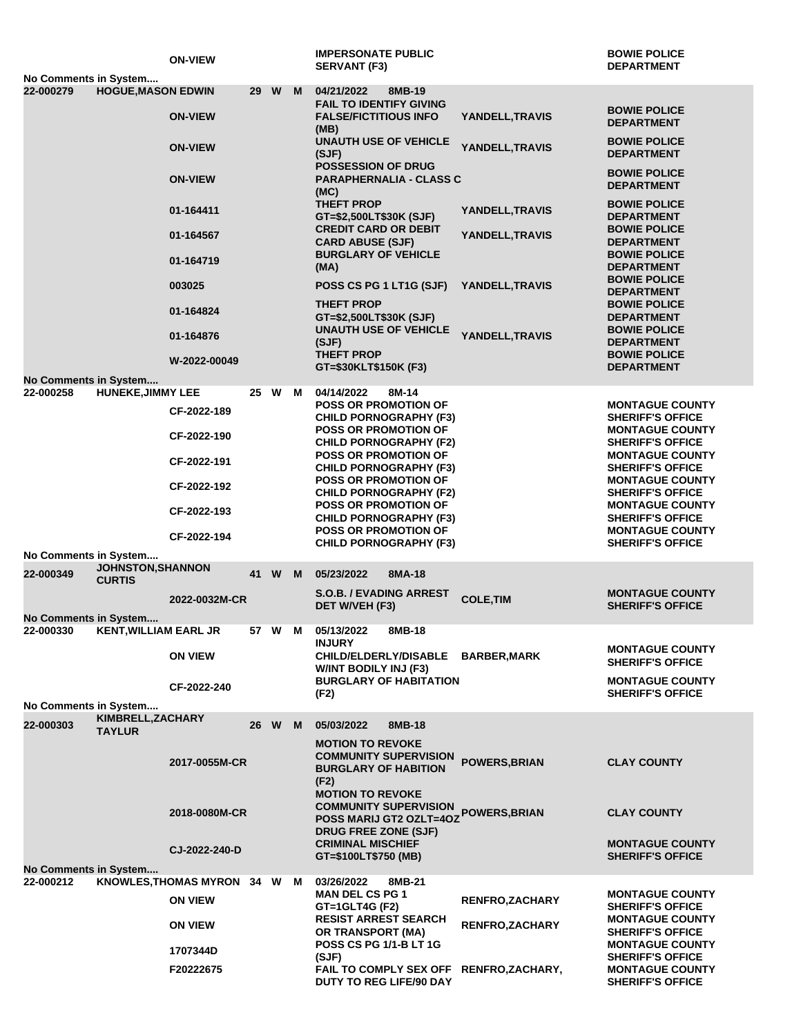| | | | | | | | | |
|---|---|---|---|---|---|---|---|---|
| | | ON-VIEW | | | | IMPERSONATE PUBLIC SERVANT (F3) | | BOWIE POLICE DEPARTMENT |
| No Comments in System.... | | | | | | | | |
| 22-000279 | HOGUE,MASON EDWIN | | 29 | W | M | 04/21/2022 8MB-19 | | |
| | | ON-VIEW | | | | FAIL TO IDENTIFY GIVING FALSE/FICTITIOUS INFO (MB) | YANDELL,TRAVIS | BOWIE POLICE DEPARTMENT |
| | | ON-VIEW | | | | UNAUTH USE OF VEHICLE (SJF) | YANDELL,TRAVIS | BOWIE POLICE DEPARTMENT |
| | | ON-VIEW | | | | POSSESSION OF DRUG PARAPHERNALIA - CLASS C (MC) | | BOWIE POLICE DEPARTMENT |
| | | 01-164411 | | | | THEFT PROP GT=$2,500LT$30K (SJF) | YANDELL,TRAVIS | BOWIE POLICE DEPARTMENT |
| | | 01-164567 | | | | CREDIT CARD OR DEBIT CARD ABUSE (SJF) | YANDELL,TRAVIS | BOWIE POLICE DEPARTMENT |
| | | 01-164719 | | | | BURGLARY OF VEHICLE (MA) | | BOWIE POLICE DEPARTMENT |
| | | 003025 | | | | POSS CS PG 1 LT1G (SJF) | YANDELL,TRAVIS | BOWIE POLICE DEPARTMENT |
| | | 01-164824 | | | | THEFT PROP GT=$2,500LT$30K (SJF) | | BOWIE POLICE DEPARTMENT |
| | | 01-164876 | | | | UNAUTH USE OF VEHICLE (SJF) | YANDELL,TRAVIS | BOWIE POLICE DEPARTMENT |
| | | W-2022-00049 | | | | THEFT PROP GT=$30KLT$150K (F3) | | BOWIE POLICE DEPARTMENT |
| No Comments in System.... | | | | | | | | |
| 22-000258 | HUNEKE,JIMMY LEE | | 25 | W | M | 04/14/2022 8M-14 | | |
| | | CF-2022-189 | | | | POSS OR PROMOTION OF CHILD PORNOGRAPHY (F3) | | MONTAGUE COUNTY SHERIFF'S OFFICE |
| | | CF-2022-190 | | | | POSS OR PROMOTION OF CHILD PORNOGRAPHY (F2) | | MONTAGUE COUNTY SHERIFF'S OFFICE |
| | | CF-2022-191 | | | | POSS OR PROMOTION OF CHILD PORNOGRAPHY (F3) | | MONTAGUE COUNTY SHERIFF'S OFFICE |
| | | CF-2022-192 | | | | POSS OR PROMOTION OF CHILD PORNOGRAPHY (F2) | | MONTAGUE COUNTY SHERIFF'S OFFICE |
| | | CF-2022-193 | | | | POSS OR PROMOTION OF CHILD PORNOGRAPHY (F3) | | MONTAGUE COUNTY SHERIFF'S OFFICE |
| | | CF-2022-194 | | | | POSS OR PROMOTION OF CHILD PORNOGRAPHY (F3) | | MONTAGUE COUNTY SHERIFF'S OFFICE |
| No Comments in System.... | | | | | | | | |
| 22-000349 | JOHNSTON,SHANNON CURTIS | | 41 | W | M | 05/23/2022 8MA-18 | | |
| | | 2022-0032M-CR | | | | S.O.B. / EVADING ARREST DET W/VEH (F3) | COLE,TIM | MONTAGUE COUNTY SHERIFF'S OFFICE |
| No Comments in System.... | | | | | | | | |
| 22-000330 | KENT,WILLIAM EARL JR | | 57 | W | M | 05/13/2022 8MB-18 | | |
| | | ON VIEW | | | | INJURY CHILD/ELDERLY/DISABLE W/INT BODILY INJ (F3) | BARBER,MARK | MONTAGUE COUNTY SHERIFF'S OFFICE |
| | | CF-2022-240 | | | | BURGLARY OF HABITATION (F2) | | MONTAGUE COUNTY SHERIFF'S OFFICE |
| No Comments in System.... | | | | | | | | |
| 22-000303 | KIMBRELL,ZACHARY TAYLUR | | 26 | W | M | 05/03/2022 8MB-18 | | |
| | | 2017-0055M-CR | | | | MOTION TO REVOKE COMMUNITY SUPERVISION BURGLARY OF HABITION (F2) | POWERS,BRIAN | CLAY COUNTY |
| | | 2018-0080M-CR | | | | MOTION TO REVOKE COMMUNITY SUPERVISION POSS MARIJ GT2 OZLT=4OZ DRUG FREE ZONE (SJF) | POWERS,BRIAN | CLAY COUNTY |
| | | CJ-2022-240-D | | | | CRIMINAL MISCHIEF GT=$100LT$750 (MB) | | MONTAGUE COUNTY SHERIFF'S OFFICE |
| No Comments in System.... | | | | | | | | |
| 22-000212 | KNOWLES,THOMAS MYRON | | 34 | W | M | 03/26/2022 8MB-21 | | |
| | | ON VIEW | | | | MAN DEL CS PG 1 GT=1GLT4G (F2) | RENFRO,ZACHARY | MONTAGUE COUNTY SHERIFF'S OFFICE |
| | | ON VIEW | | | | RESIST ARREST SEARCH OR TRANSPORT (MA) | RENFRO,ZACHARY | MONTAGUE COUNTY SHERIFF'S OFFICE |
| | | 1707344D | | | | POSS CS PG 1/1-B LT 1G (SJF) | | MONTAGUE COUNTY SHERIFF'S OFFICE |
| | | F20222675 | | | | FAIL TO COMPLY SEX OFF DUTY TO REG LIFE/90 DAY | RENFRO,ZACHARY, | MONTAGUE COUNTY SHERIFF'S OFFICE |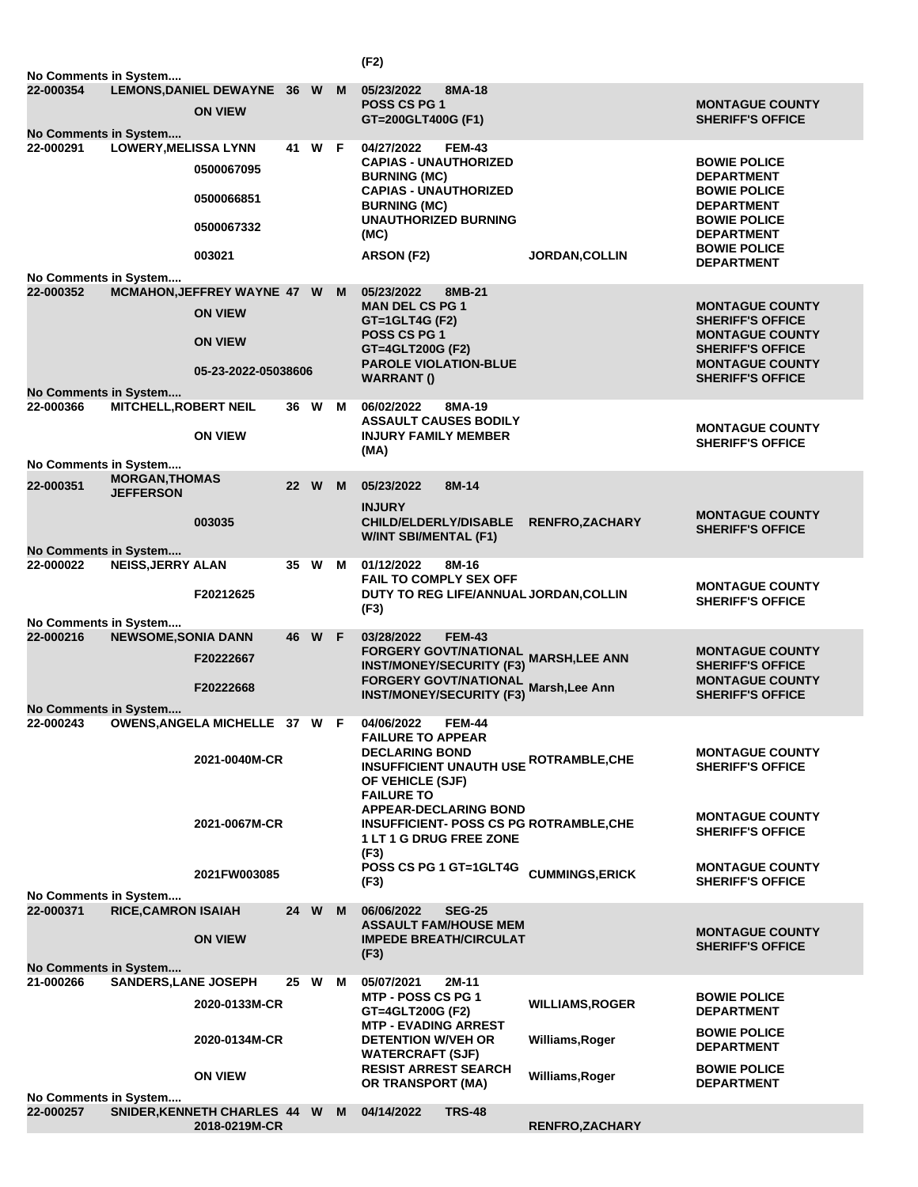(F2)

No Comments in System....

| | | | | | | | | |
|---|---|---|---|---|---|---|---|---|
| 22-000354 | LEMONS,DANIEL DEWAYNE | | 36 | W | M | 05/23/2022 8MA-18 | | |
| | | ON VIEW | | | | POSS CS PG 1 GT=200GLT400G (F1) | | MONTAGUE COUNTY SHERIFF'S OFFICE |

No Comments in System....

| | | | | | | | | |
|---|---|---|---|---|---|---|---|---|
| 22-000291 | LOWERY,MELISSA LYNN | | 41 | W | F | 04/27/2022 FEM-43 | | |
| | | 0500067095 | | | | CAPIAS - UNAUTHORIZED BURNING (MC) | | BOWIE POLICE DEPARTMENT |
| | | 0500066851 | | | | CAPIAS - UNAUTHORIZED BURNING (MC) | | BOWIE POLICE DEPARTMENT |
| | | 0500067332 | | | | UNAUTHORIZED BURNING (MC) | | BOWIE POLICE DEPARTMENT |
| | | 003021 | | | | ARSON (F2) | JORDAN,COLLIN | BOWIE POLICE DEPARTMENT |

No Comments in System....

| | | | | | | | | |
|---|---|---|---|---|---|---|---|---|
| 22-000352 | MCMAHON,JEFFREY WAYNE | | 47 | W | M | 05/23/2022 8MB-21 | | |
| | | ON VIEW | | | | MAN DEL CS PG 1 GT=1GLT4G (F2) | | MONTAGUE COUNTY SHERIFF'S OFFICE |
| | | ON VIEW | | | | POSS CS PG 1 GT=4GLT200G (F2) | | MONTAGUE COUNTY SHERIFF'S OFFICE |
| | | 05-23-2022-05038606 | | | | PAROLE VIOLATION-BLUE WARRANT () | | MONTAGUE COUNTY SHERIFF'S OFFICE |

No Comments in System....

| | | | | | | | | |
|---|---|---|---|---|---|---|---|---|
| 22-000366 | MITCHELL,ROBERT NEIL | | 36 | W | M | 06/02/2022 8MA-19 | | |
| | | ON VIEW | | | | ASSAULT CAUSES BODILY INJURY FAMILY MEMBER (MA) | | MONTAGUE COUNTY SHERIFF'S OFFICE |

No Comments in System....

| | | | | | | | | |
|---|---|---|---|---|---|---|---|---|
| 22-000351 | MORGAN,THOMAS JEFFERSON | | 22 | W | M | 05/23/2022 8M-14 | | |
| | | 003035 | | | | INJURY CHILD/ELDERLY/DISABLE W/INT SBI/MENTAL (F1) | RENFRO,ZACHARY | MONTAGUE COUNTY SHERIFF'S OFFICE |

No Comments in System....

| | | | | | | | | |
|---|---|---|---|---|---|---|---|---|
| 22-000022 | NEISS,JERRY ALAN | | 35 | W | M | 01/12/2022 8M-16 | | |
| | | F20212625 | | | | FAIL TO COMPLY SEX OFF DUTY TO REG LIFE/ANNUAL (F3) | JORDAN,COLLIN | MONTAGUE COUNTY SHERIFF'S OFFICE |

No Comments in System....

| | | | | | | | | |
|---|---|---|---|---|---|---|---|---|
| 22-000216 | NEWSOME,SONIA DANN | | 46 | W | F | 03/28/2022 FEM-43 | | |
| | | F20222667 | | | | FORGERY GOVT/NATIONAL INST/MONEY/SECURITY (F3) | MARSH,LEE ANN | MONTAGUE COUNTY SHERIFF'S OFFICE |
| | | F20222668 | | | | FORGERY GOVT/NATIONAL INST/MONEY/SECURITY (F3) | Marsh,Lee Ann | MONTAGUE COUNTY SHERIFF'S OFFICE |

No Comments in System....

| | | | | | | | | |
|---|---|---|---|---|---|---|---|---|
| 22-000243 | OWENS,ANGELA MICHELLE | | 37 | W | F | 04/06/2022 FEM-44 | | |
| | | 2021-0040M-CR | | | | FAILURE TO APPEAR DECLARING BOND INSUFFICIENT UNAUTH USE OF VEHICLE (SJF) | ROTRAMBLE,CHE | MONTAGUE COUNTY SHERIFF'S OFFICE |
| | | 2021-0067M-CR | | | | FAILURE TO APPEAR-DECLARING BOND INSUFFICIENT- POSS CS PG 1 LT 1 G DRUG FREE ZONE (F3) | ROTRAMBLE,CHE | MONTAGUE COUNTY SHERIFF'S OFFICE |
| | | 2021FW003085 | | | | POSS CS PG 1 GT=1GLT4G (F3) | CUMMINGS,ERICK | MONTAGUE COUNTY SHERIFF'S OFFICE |

No Comments in System....

| | | | | | | | | |
|---|---|---|---|---|---|---|---|---|
| 22-000371 | RICE,CAMRON ISAIAH | | 24 | W | M | 06/06/2022 SEG-25 | | |
| | | ON VIEW | | | | ASSAULT FAM/HOUSE MEM IMPEDE BREATH/CIRCULAT (F3) | | MONTAGUE COUNTY SHERIFF'S OFFICE |

No Comments in System....

| | | | | | | | | |
|---|---|---|---|---|---|---|---|---|
| 21-000266 | SANDERS,LANE JOSEPH | | 25 | W | M | 05/07/2021 2M-11 | | |
| | | 2020-0133M-CR | | | | MTP - POSS CS PG 1 GT=4GLT200G (F2) | WILLIAMS,ROGER | BOWIE POLICE DEPARTMENT |
| | | 2020-0134M-CR | | | | MTP - EVADING ARREST DETENTION W/VEH OR WATERCRAFT (SJF) | Williams,Roger | BOWIE POLICE DEPARTMENT |
| | | ON VIEW | | | | RESIST ARREST SEARCH OR TRANSPORT (MA) | Williams,Roger | BOWIE POLICE DEPARTMENT |

No Comments in System....

| | | | | | | | | |
|---|---|---|---|---|---|---|---|---|
| 22-000257 | SNIDER,KENNETH CHARLES | | 44 | W | M | 04/14/2022 TRS-48 | | |
| | | 2018-0219M-CR | | | | | RENFRO,ZACHARY | |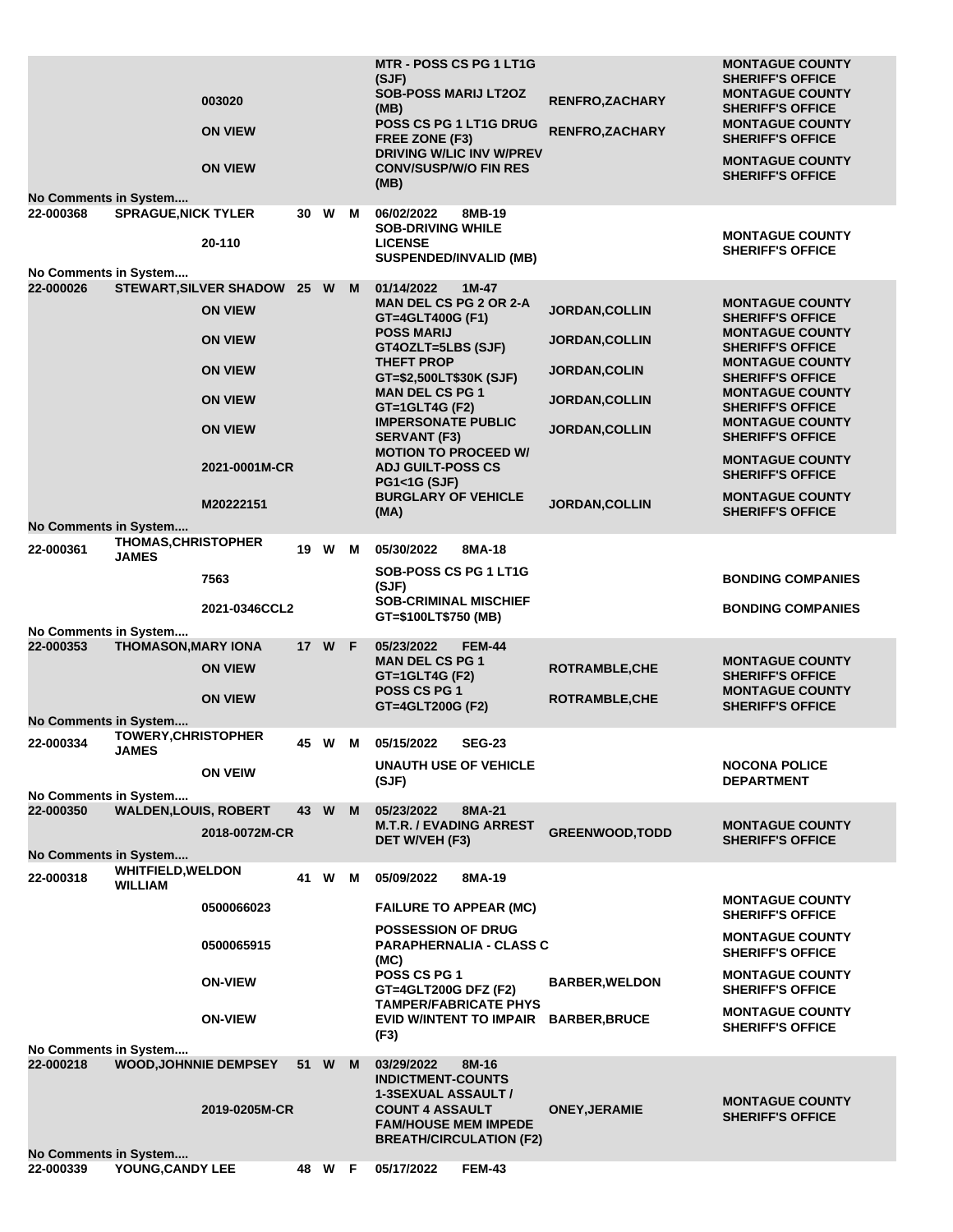| | | | | | | | | |
|---|---|---|---|---|---|---|---|---|
| | | | | | | MTR - POSS CS PG 1 LT1G (SJF) | | MONTAGUE COUNTY SHERIFF'S OFFICE |
| | | 003020 | | | | SOB-POSS MARIJ LT2OZ (MB) | RENFRO,ZACHARY | MONTAGUE COUNTY SHERIFF'S OFFICE |
| | | ON VIEW | | | | POSS CS PG 1 LT1G DRUG FREE ZONE (F3) | RENFRO,ZACHARY | MONTAGUE COUNTY SHERIFF'S OFFICE |
| | | ON VIEW | | | | DRIVING W/LIC INV W/PREV CONV/SUSP/W/O FIN RES (MB) | | MONTAGUE COUNTY SHERIFF'S OFFICE |
| No Comments in System.... | | | | | | | | |
| 22-000368 | SPRAGUE,NICK TYLER | | 30 | W | M | 06/02/2022 8MB-19 | | |
| | | 20-110 | | | | SOB-DRIVING WHILE LICENSE SUSPENDED/INVALID (MB) | | MONTAGUE COUNTY SHERIFF'S OFFICE |
| No Comments in System.... | | | | | | | | |
| 22-000026 | STEWART,SILVER SHADOW | | 25 | W | M | 01/14/2022 1M-47 | | |
| | | ON VIEW | | | | MAN DEL CS PG 2 OR 2-A GT=4GLT400G (F1) | JORDAN,COLLIN | MONTAGUE COUNTY SHERIFF'S OFFICE |
| | | ON VIEW | | | | POSS MARIJ GT4OZLT=5LBS (SJF) | JORDAN,COLLIN | MONTAGUE COUNTY SHERIFF'S OFFICE |
| | | ON VIEW | | | | THEFT PROP GT=$2,500LT$30K (SJF) | JORDAN,COLIN | MONTAGUE COUNTY SHERIFF'S OFFICE |
| | | ON VIEW | | | | MAN DEL CS PG 1 GT=1GLT4G (F2) | JORDAN,COLLIN | MONTAGUE COUNTY SHERIFF'S OFFICE |
| | | ON VIEW | | | | IMPERSONATE PUBLIC SERVANT (F3) | JORDAN,COLLIN | MONTAGUE COUNTY SHERIFF'S OFFICE |
| | | 2021-0001M-CR | | | | MOTION TO PROCEED W/ ADJ GUILT-POSS CS PG1<1G (SJF) | | MONTAGUE COUNTY SHERIFF'S OFFICE |
| | | M20222151 | | | | BURGLARY OF VEHICLE (MA) | JORDAN,COLLIN | MONTAGUE COUNTY SHERIFF'S OFFICE |
| No Comments in System.... | | | | | | | | |
| 22-000361 | THOMAS,CHRISTOPHER JAMES | | 19 | W | M | 05/30/2022 8MA-18 | | |
| | | 7563 | | | | SOB-POSS CS PG 1 LT1G (SJF) | | BONDING COMPANIES |
| | | 2021-0346CCL2 | | | | SOB-CRIMINAL MISCHIEF GT=$100LT$750 (MB) | | BONDING COMPANIES |
| No Comments in System.... | | | | | | | | |
| 22-000353 | THOMASON,MARY IONA | | 17 | W | F | 05/23/2022 FEM-44 | | |
| | | ON VIEW | | | | MAN DEL CS PG 1 GT=1GLT4G (F2) | ROTRAMBLE,CHE | MONTAGUE COUNTY SHERIFF'S OFFICE |
| | | ON VIEW | | | | POSS CS PG 1 GT=4GLT200G (F2) | ROTRAMBLE,CHE | MONTAGUE COUNTY SHERIFF'S OFFICE |
| No Comments in System.... | | | | | | | | |
| 22-000334 | TOWERY,CHRISTOPHER JAMES | | 45 | W | M | 05/15/2022 SEG-23 | | |
| | | ON VEIW | | | | UNAUTH USE OF VEHICLE (SJF) | | NOCONA POLICE DEPARTMENT |
| No Comments in System.... | | | | | | | | |
| 22-000350 | WALDEN,LOUIS, ROBERT | | 43 | W | M | 05/23/2022 8MA-21 | | |
| | | 2018-0072M-CR | | | | M.T.R. / EVADING ARREST DET W/VEH (F3) | GREENWOOD,TODD | MONTAGUE COUNTY SHERIFF'S OFFICE |
| No Comments in System.... | | | | | | | | |
| 22-000318 | WHITFIELD,WELDON WILLIAM | | 41 | W | M | 05/09/2022 8MA-19 | | |
| | | 0500066023 | | | | FAILURE TO APPEAR (MC) | | MONTAGUE COUNTY SHERIFF'S OFFICE |
| | | 0500065915 | | | | POSSESSION OF DRUG PARAPHERNALIA - CLASS C (MC) | | MONTAGUE COUNTY SHERIFF'S OFFICE |
| | | ON-VIEW | | | | POSS CS PG 1 GT=4GLT200G DFZ (F2) | BARBER,WELDON | MONTAGUE COUNTY SHERIFF'S OFFICE |
| | | ON-VIEW | | | | TAMPER/FABRICATE PHYS EVID W/INTENT TO IMPAIR (F3) | BARBER,BRUCE | MONTAGUE COUNTY SHERIFF'S OFFICE |
| No Comments in System.... | | | | | | | | |
| 22-000218 | WOOD,JOHNNIE DEMPSEY | | 51 | W | M | 03/29/2022 8M-16 | | |
| | | 2019-0205M-CR | | | | INDICTMENT-COUNTS 1-3SEXUAL ASSAULT / COUNT 4 ASSAULT FAM/HOUSE MEM IMPEDE BREATH/CIRCULATION (F2) | ONEY,JERAMIE | MONTAGUE COUNTY SHERIFF'S OFFICE |
| No Comments in System.... | | | | | | | | |
| 22-000339 | YOUNG,CANDY LEE | | 48 | W | F | 05/17/2022 FEM-43 | | |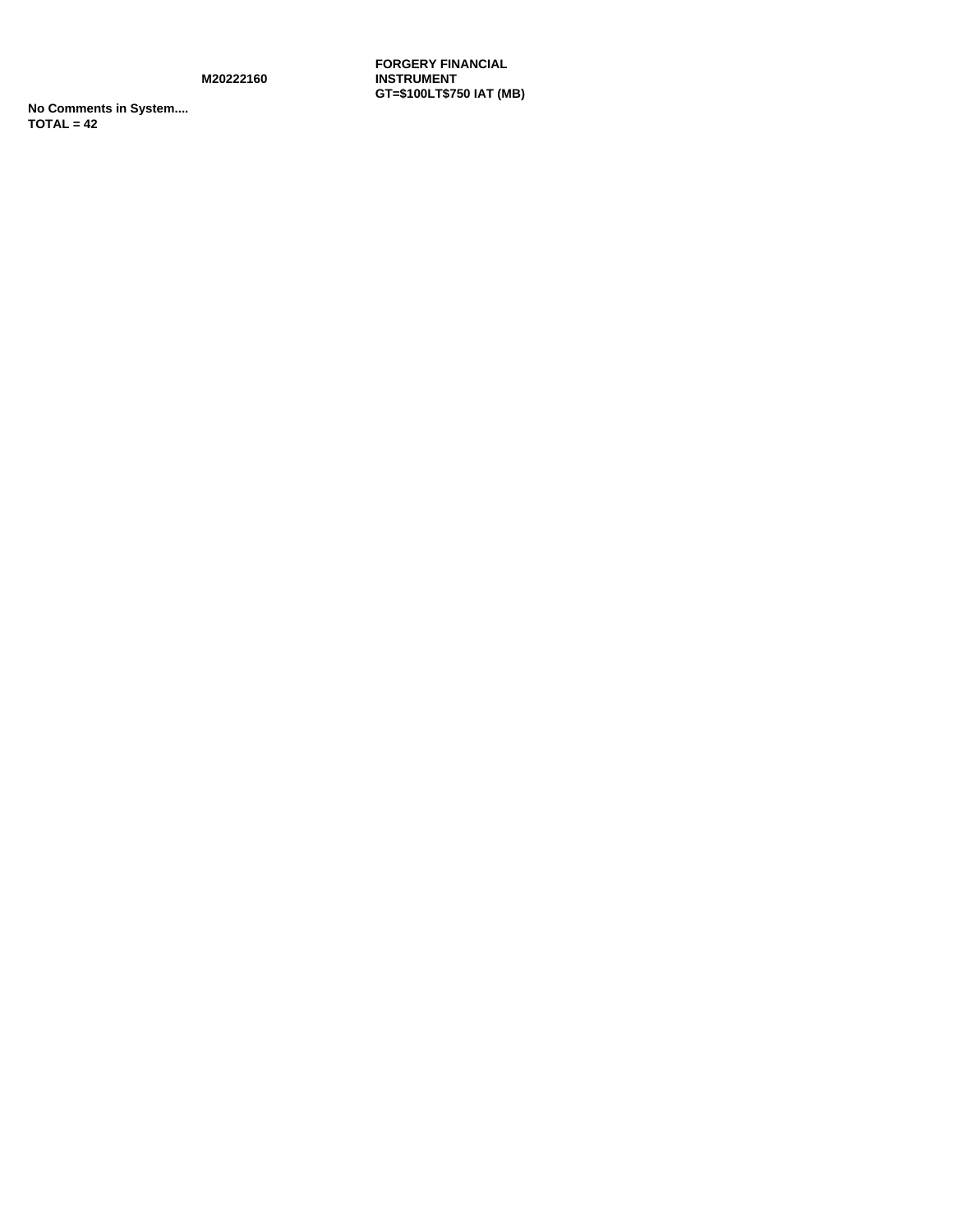| | | |
|---|---|---|
| | M20222160 | FORGERY FINANCIAL INSTRUMENT GT=$100LT$750 IAT (MB) |

**No Comments in System....**
**TOTAL = 42**